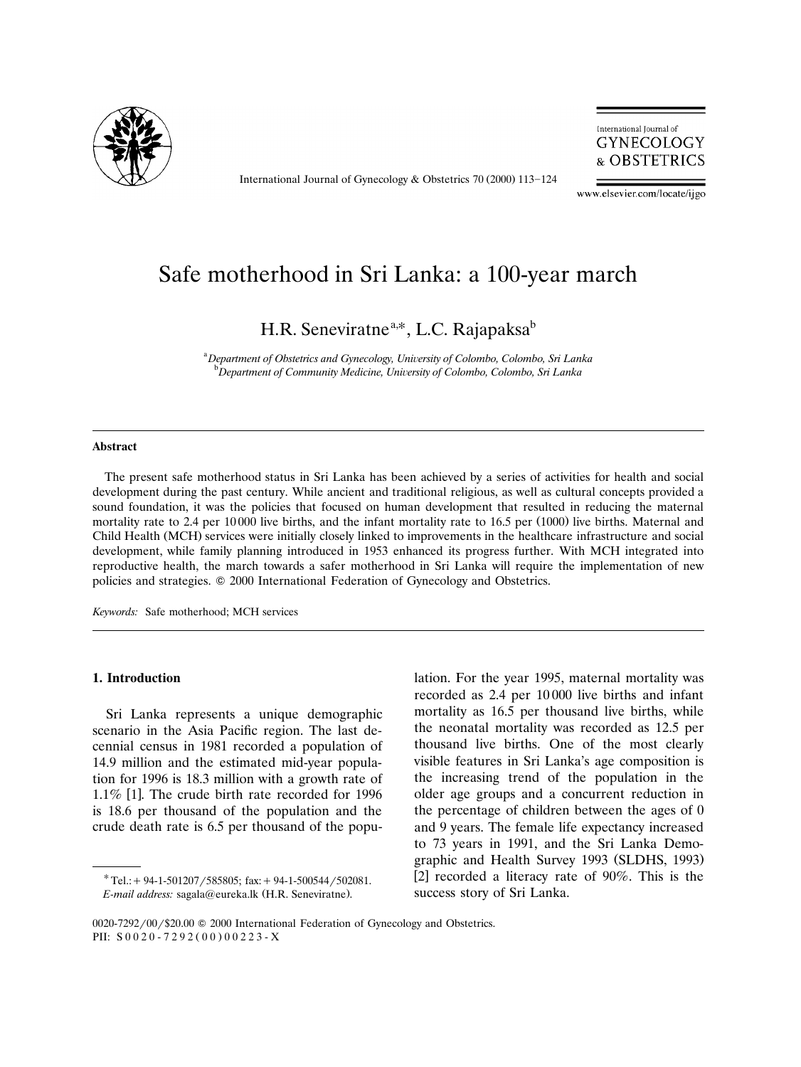# Safe motherhood in Sri Lanka: a 100-year march

H.R. Seneviratne[a,*], L.C. Rajapaksa[b]

[a] *Department of Obstetrics and Gynecology, University of Colombo, Colombo, Sri Lanka*
[b] *Department of Community Medicine, University of Colombo, Colombo, Sri Lanka*

---

**Abstract**

The present safe motherhood status in Sri Lanka has been achieved by a series of activities for health and social development during the past century. While ancient and traditional religious, as well as cultural concepts provided a sound foundation, it was the policies that focused on human development that resulted in reducing the maternal mortality rate to 2.4 per 10 000 live births, and the infant mortality rate to 16.5 per (1000) live births. Maternal and Child Health (MCH) services were initially closely linked to improvements in the healthcare infrastructure and social development, while family planning introduced in 1953 enhanced its progress further. With MCH integrated into reproductive health, the march towards a safer motherhood in Sri Lanka will require the implementation of new policies and strategies. © 2000 International Federation of Gynecology and Obstetrics.

*Keywords:* Safe motherhood; MCH services

---

## 1. Introduction

Sri Lanka represents a unique demographic scenario in the Asia Pacific region. The last decennial census in 1981 recorded a population of 14.9 million and the estimated mid-year population for 1996 is 18.3 million with a growth rate of 1.1% [1]. The crude birth rate recorded for 1996 is 18.6 per thousand of the population and the crude death rate is 6.5 per thousand of the population. For the year 1995, maternal mortality was recorded as 2.4 per 10 000 live births and infant mortality as 16.5 per thousand live births, while the neonatal mortality was recorded as 12.5 per thousand live births. One of the most clearly visible features in Sri Lanka's age composition is the increasing trend of the population in the older age groups and a concurrent reduction in the percentage of children between the ages of 0 and 9 years. The female life expectancy increased to 73 years in 1991, and the Sri Lanka Demographic and Health Survey 1993 (SLDHS, 1993) [2] recorded a literacy rate of 90%. This is the success story of Sri Lanka.

---

\* Tel.: + 94-1-501207/585805; fax: + 94-1-500544/502081.
*E-mail address:* sagala@eureka.lk (H.R. Seneviratne).

0020-7292/00/$20.00 © 2000 International Federation of Gynecology and Obstetrics.
PII: S0020-7292(00)00223-X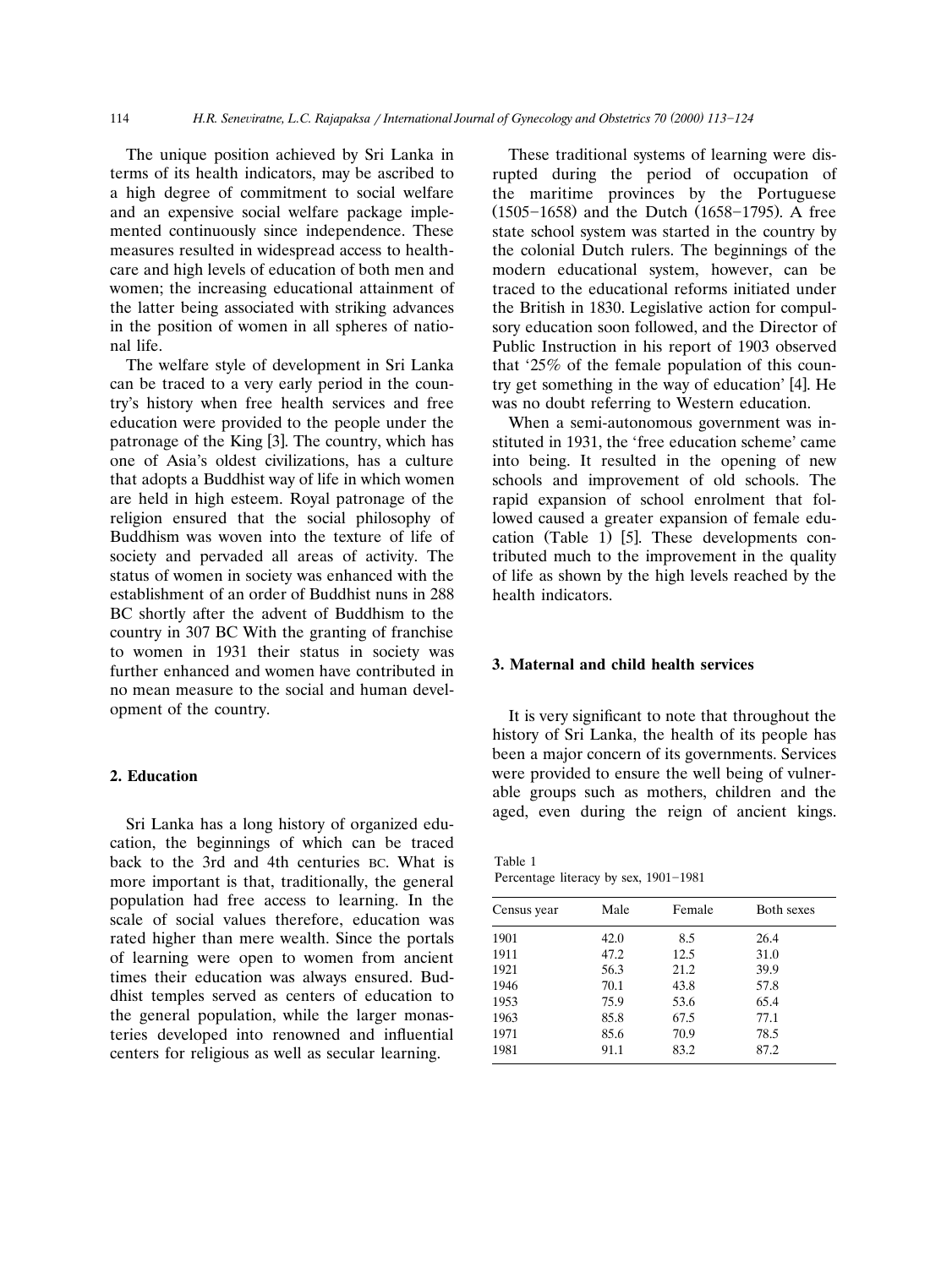The unique position achieved by Sri Lanka in terms of its health indicators, may be ascribed to a high degree of commitment to social welfare and an expensive social welfare package implemented continuously since independence. These measures resulted in widespread access to healthcare and high levels of education of both men and women; the increasing educational attainment of the latter being associated with striking advances in the position of women in all spheres of national life.

The welfare style of development in Sri Lanka can be traced to a very early period in the country's history when free health services and free education were provided to the people under the patronage of the King [3]. The country, which has one of Asia's oldest civilizations, has a culture that adopts a Buddhist way of life in which women are held in high esteem. Royal patronage of the religion ensured that the social philosophy of Buddhism was woven into the texture of life of society and pervaded all areas of activity. The status of women in society was enhanced with the establishment of an order of Buddhist nuns in 288 BC shortly after the advent of Buddhism to the country in 307 BC With the granting of franchise to women in 1931 their status in society was further enhanced and women have contributed in no mean measure to the social and human development of the country.

## 2. Education

Sri Lanka has a long history of organized education, the beginnings of which can be traced back to the 3rd and 4th centuries BC. What is more important is that, traditionally, the general population had free access to learning. In the scale of social values therefore, education was rated higher than mere wealth. Since the portals of learning were open to women from ancient times their education was always ensured. Buddhist temples served as centers of education to the general population, while the larger monasteries developed into renowned and influential centers for religious as well as secular learning.

These traditional systems of learning were disrupted during the period of occupation of the maritime provinces by the Portuguese (1505–1658) and the Dutch (1658–1795). A free state school system was started in the country by the colonial Dutch rulers. The beginnings of the modern educational system, however, can be traced to the educational reforms initiated under the British in 1830. Legislative action for compulsory education soon followed, and the Director of Public Instruction in his report of 1903 observed that '25% of the female population of this country get something in the way of education' [4]. He was no doubt referring to Western education.

When a semi-autonomous government was instituted in 1931, the 'free education scheme' came into being. It resulted in the opening of new schools and improvement of old schools. The rapid expansion of school enrolment that followed caused a greater expansion of female education (Table 1) [5]. These developments contributed much to the improvement in the quality of life as shown by the high levels reached by the health indicators.

## 3. Maternal and child health services

It is very significant to note that throughout the history of Sri Lanka, the health of its people has been a major concern of its governments. Services were provided to ensure the well being of vulnerable groups such as mothers, children and the aged, even during the reign of ancient kings.

Table 1
Percentage literacy by sex, 1901–1981

| Census year | Male | Female | Both sexes |
|---|---|---|---|
| 1901 | 42.0 | 8.5 | 26.4 |
| 1911 | 47.2 | 12.5 | 31.0 |
| 1921 | 56.3 | 21.2 | 39.9 |
| 1946 | 70.1 | 43.8 | 57.8 |
| 1953 | 75.9 | 53.6 | 65.4 |
| 1963 | 85.8 | 67.5 | 77.1 |
| 1971 | 85.6 | 70.9 | 78.5 |
| 1981 | 91.1 | 83.2 | 87.2 |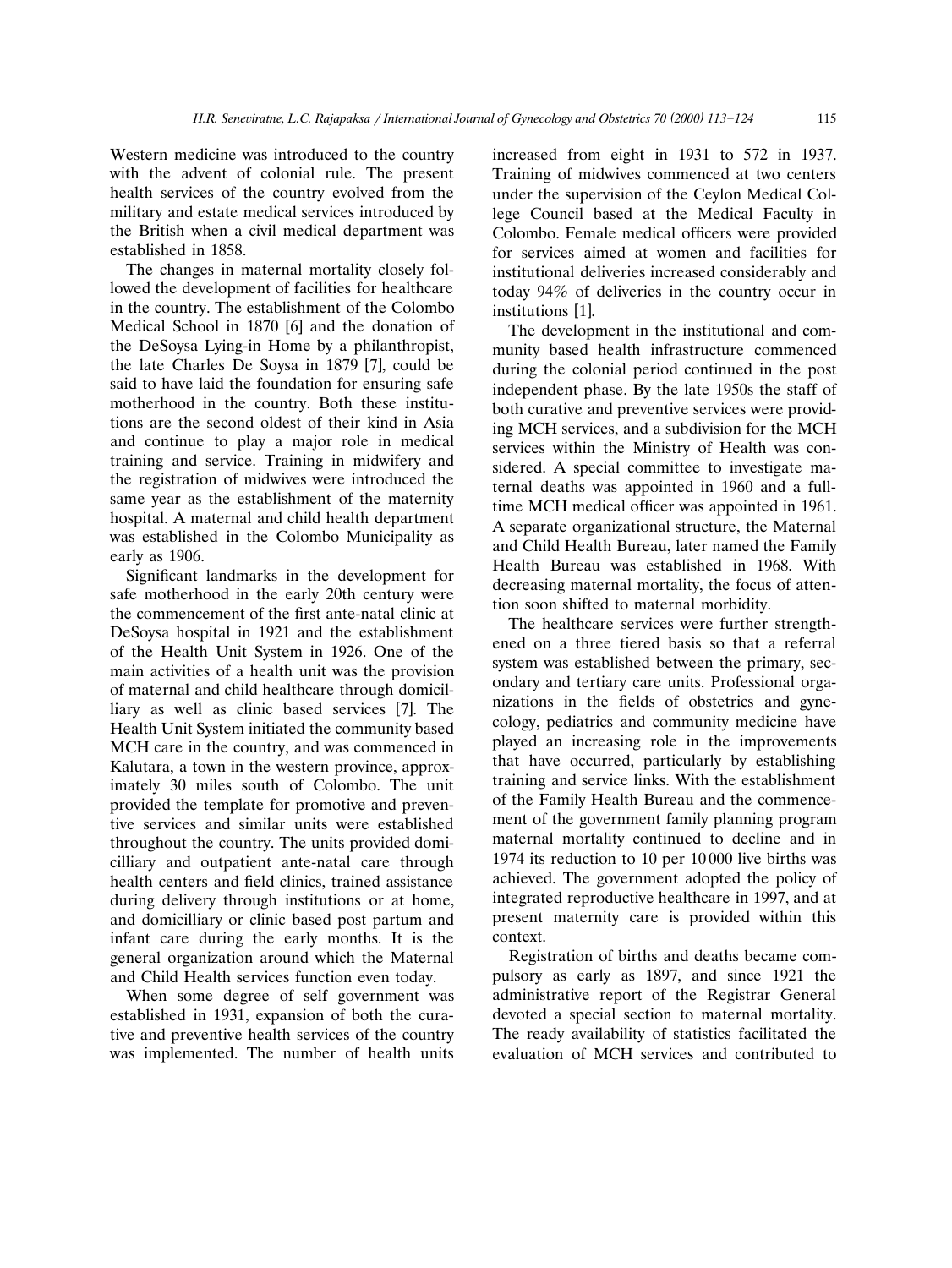Western medicine was introduced to the country with the advent of colonial rule. The present health services of the country evolved from the military and estate medical services introduced by the British when a civil medical department was established in 1858.

The changes in maternal mortality closely followed the development of facilities for healthcare in the country. The establishment of the Colombo Medical School in 1870 [6] and the donation of the DeSoysa Lying-in Home by a philanthropist, the late Charles De Soysa in 1879 [7], could be said to have laid the foundation for ensuring safe motherhood in the country. Both these institutions are the second oldest of their kind in Asia and continue to play a major role in medical training and service. Training in midwifery and the registration of midwives were introduced the same year as the establishment of the maternity hospital. A maternal and child health department was established in the Colombo Municipality as early as 1906.

Significant landmarks in the development for safe motherhood in the early 20th century were the commencement of the first ante-natal clinic at DeSoysa hospital in 1921 and the establishment of the Health Unit System in 1926. One of the main activities of a health unit was the provision of maternal and child healthcare through domiciliary as well as clinic based services [7]. The Health Unit System initiated the community based MCH care in the country, and was commenced in Kalutara, a town in the western province, approximately 30 miles south of Colombo. The unit provided the template for promotive and preventive services and similar units were established throughout the country. The units provided domicilliary and outpatient ante-natal care through health centers and field clinics, trained assistance during delivery through institutions or at home, and domicilliary or clinic based post partum and infant care during the early months. It is the general organization around which the Maternal and Child Health services function even today.

When some degree of self government was established in 1931, expansion of both the curative and preventive health services of the country was implemented. The number of health units increased from eight in 1931 to 572 in 1937. Training of midwives commenced at two centers under the supervision of the Ceylon Medical College Council based at the Medical Faculty in Colombo. Female medical officers were provided for services aimed at women and facilities for institutional deliveries increased considerably and today 94% of deliveries in the country occur in institutions [1].

The development in the institutional and community based health infrastructure commenced during the colonial period continued in the post independent phase. By the late 1950s the staff of both curative and preventive services were providing MCH services, and a subdivision for the MCH services within the Ministry of Health was considered. A special committee to investigate maternal deaths was appointed in 1960 and a full-time MCH medical officer was appointed in 1961. A separate organizational structure, the Maternal and Child Health Bureau, later named the Family Health Bureau was established in 1968. With decreasing maternal mortality, the focus of attention soon shifted to maternal morbidity.

The healthcare services were further strengthened on a three tiered basis so that a referral system was established between the primary, secondary and tertiary care units. Professional organizations in the fields of obstetrics and gynecology, pediatrics and community medicine have played an increasing role in the improvements that have occurred, particularly by establishing training and service links. With the establishment of the Family Health Bureau and the commencement of the government family planning program maternal mortality continued to decline and in 1974 its reduction to 10 per 10 000 live births was achieved. The government adopted the policy of integrated reproductive healthcare in 1997, and at present maternity care is provided within this context.

Registration of births and deaths became compulsory as early as 1897, and since 1921 the administrative report of the Registrar General devoted a special section to maternal mortality. The ready availability of statistics facilitated the evaluation of MCH services and contributed to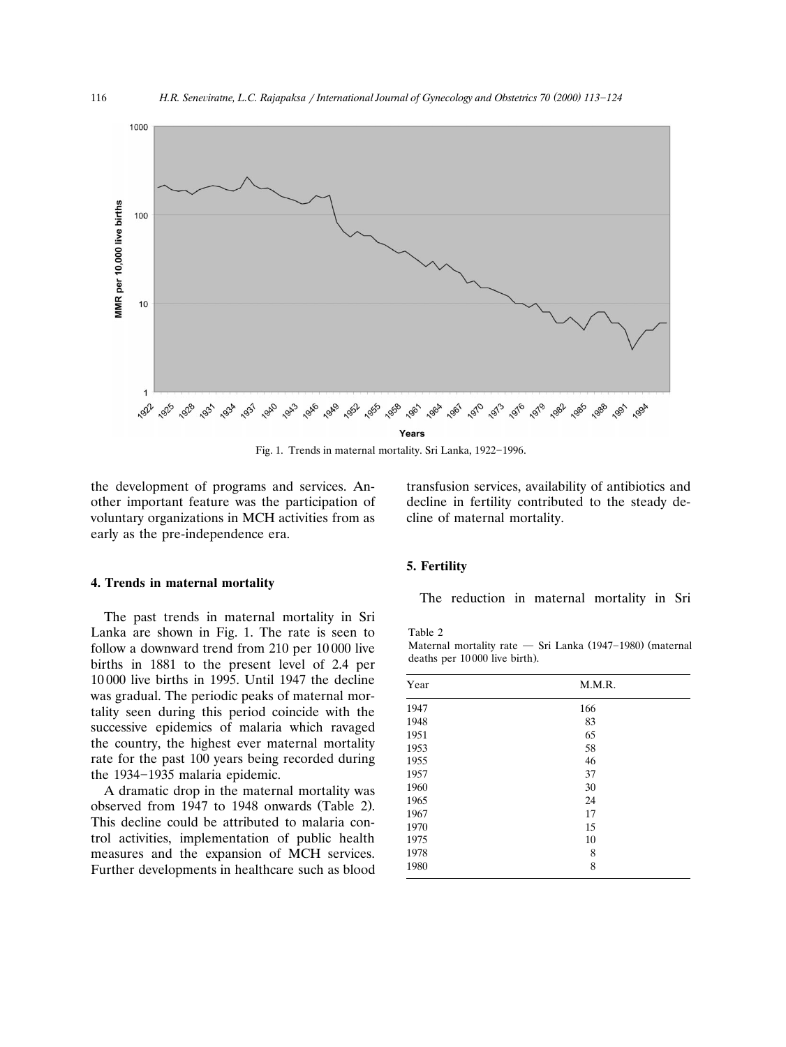Fig. 1. Trends in maternal mortality. Sri Lanka, 1922–1996.

the development of programs and services. Another important feature was the participation of voluntary organizations in MCH activities from as early as the pre-independence era.

## 4. Trends in maternal mortality

The past trends in maternal mortality in Sri Lanka are shown in Fig. 1. The rate is seen to follow a downward trend from 210 per 10 000 live births in 1881 to the present level of 2.4 per 10 000 live births in 1995. Until 1947 the decline was gradual. The periodic peaks of maternal mortality seen during this period coincide with the successive epidemics of malaria which ravaged the country, the highest ever maternal mortality rate for the past 100 years being recorded during the 1934–1935 malaria epidemic.

A dramatic drop in the maternal mortality was observed from 1947 to 1948 onwards (Table 2). This decline could be attributed to malaria control activities, implementation of public health measures and the expansion of MCH services. Further developments in healthcare such as blood transfusion services, availability of antibiotics and decline in fertility contributed to the steady decline of maternal mortality.

## 5. Fertility

The reduction in maternal mortality in Sri

Table 2
Maternal mortality rate — Sri Lanka (1947–1980) (maternal deaths per 10 000 live birth).

| Year | M.M.R. |
|---|---|
| 1947 | 166 |
| 1948 | 83 |
| 1951 | 65 |
| 1953 | 58 |
| 1955 | 46 |
| 1957 | 37 |
| 1960 | 30 |
| 1965 | 24 |
| 1967 | 17 |
| 1970 | 15 |
| 1975 | 10 |
| 1978 | 8 |
| 1980 | 8 |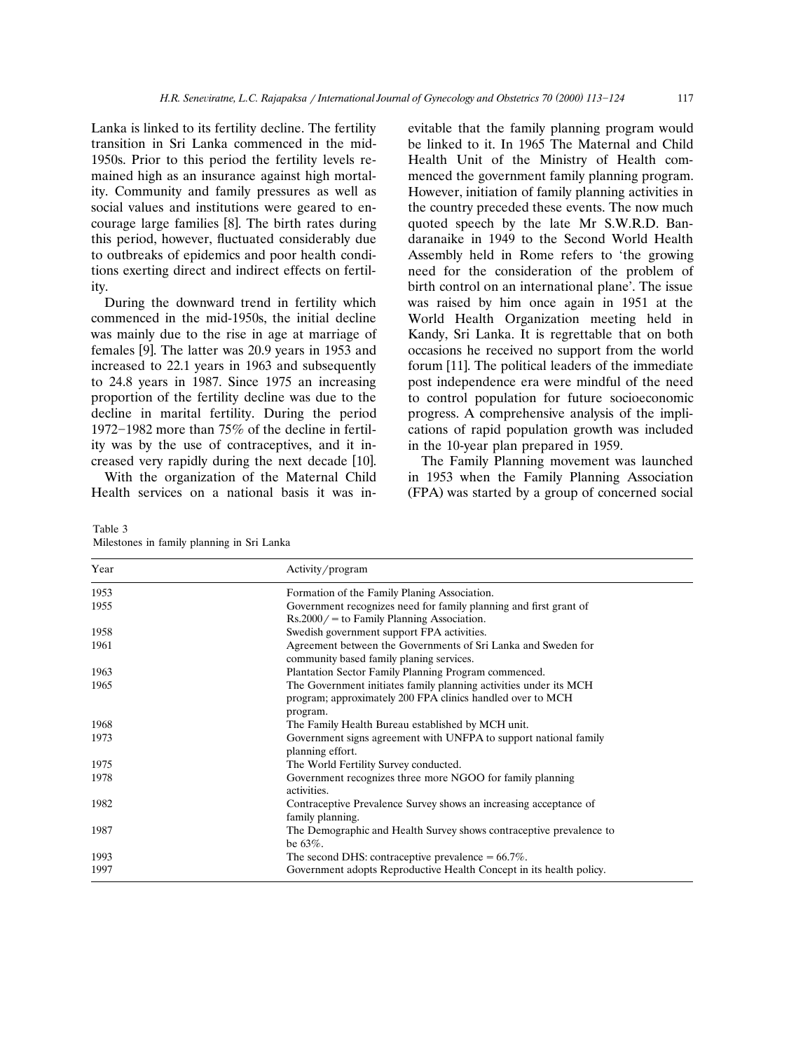Lanka is linked to its fertility decline. The fertility transition in Sri Lanka commenced in the mid-1950s. Prior to this period the fertility levels remained high as an insurance against high mortality. Community and family pressures as well as social values and institutions were geared to encourage large families [8]. The birth rates during this period, however, fluctuated considerably due to outbreaks of epidemics and poor health conditions exerting direct and indirect effects on fertility.

During the downward trend in fertility which commenced in the mid-1950s, the initial decline was mainly due to the rise in age at marriage of females [9]. The latter was 20.9 years in 1953 and increased to 22.1 years in 1963 and subsequently to 24.8 years in 1987. Since 1975 an increasing proportion of the fertility decline was due to the decline in marital fertility. During the period 1972–1982 more than 75% of the decline in fertility was by the use of contraceptives, and it increased very rapidly during the next decade [10].

With the organization of the Maternal Child Health services on a national basis it was inevitable that the family planning program would be linked to it. In 1965 The Maternal and Child Health Unit of the Ministry of Health commenced the government family planning program. However, initiation of family planning activities in the country preceded these events. The now much quoted speech by the late Mr S.W.R.D. Bandaranaike in 1949 to the Second World Health Assembly held in Rome refers to 'the growing need for the consideration of the problem of birth control on an international plane'. The issue was raised by him once again in 1951 at the World Health Organization meeting held in Kandy, Sri Lanka. It is regrettable that on both occasions he received no support from the world forum [11]. The political leaders of the immediate post independence era were mindful of the need to control population for future socioeconomic progress. A comprehensive analysis of the implications of rapid population growth was included in the 10-year plan prepared in 1959.

The Family Planning movement was launched in 1953 when the Family Planning Association (FPA) was started by a group of concerned social

Table 3
Milestones in family planning in Sri Lanka

| Year | Activity/program |
|---|---|
| 1953 | Formation of the Family Planing Association. |
| 1955 | Government recognizes need for family planning and first grant of Rs.2000/= to Family Planning Association. |
| 1958 | Swedish government support FPA activities. |
| 1961 | Agreement between the Governments of Sri Lanka and Sweden for community based family planing services. |
| 1963 | Plantation Sector Family Planning Program commenced. |
| 1965 | The Government initiates family planning activities under its MCH program; approximately 200 FPA clinics handled over to MCH program. |
| 1968 | The Family Health Bureau established by MCH unit. |
| 1973 | Government signs agreement with UNFPA to support national family planning effort. |
| 1975 | The World Fertility Survey conducted. |
| 1978 | Government recognizes three more NGOO for family planning activities. |
| 1982 | Contraceptive Prevalence Survey shows an increasing acceptance of family planning. |
| 1987 | The Demographic and Health Survey shows contraceptive prevalence to be 63%. |
| 1993 | The second DHS: contraceptive prevalence = 66.7%. |
| 1997 | Government adopts Reproductive Health Concept in its health policy. |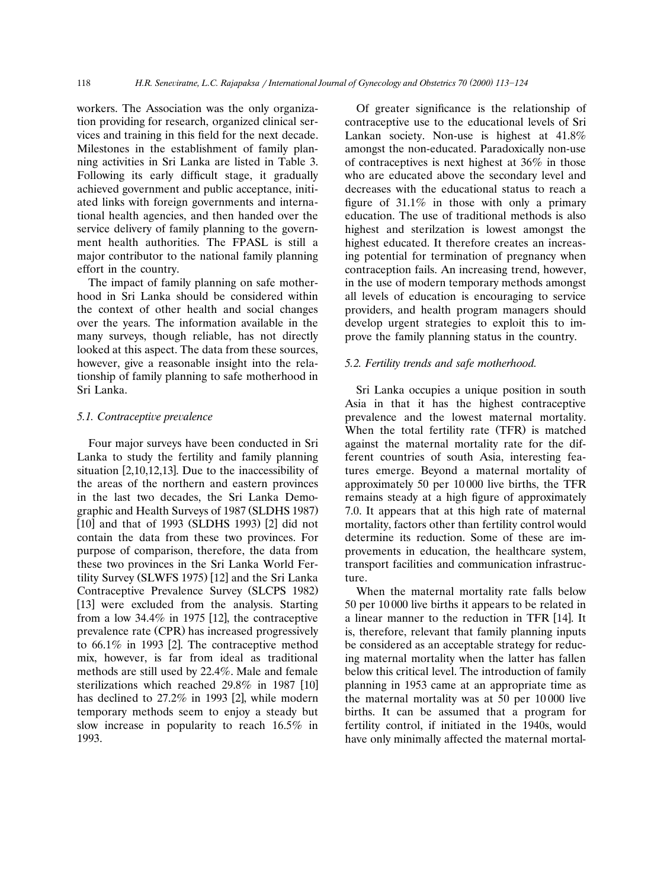workers. The Association was the only organization providing for research, organized clinical services and training in this field for the next decade. Milestones in the establishment of family planning activities in Sri Lanka are listed in Table 3. Following its early difficult stage, it gradually achieved government and public acceptance, initiated links with foreign governments and international health agencies, and then handed over the service delivery of family planning to the government health authorities. The FPASL is still a major contributor to the national family planning effort in the country.

The impact of family planning on safe motherhood in Sri Lanka should be considered within the context of other health and social changes over the years. The information available in the many surveys, though reliable, has not directly looked at this aspect. The data from these sources, however, give a reasonable insight into the relationship of family planning to safe motherhood in Sri Lanka.

### 5.1. Contraceptive prevalence

Four major surveys have been conducted in Sri Lanka to study the fertility and family planning situation [2,10,12,13]. Due to the inaccessibility of the areas of the northern and eastern provinces in the last two decades, the Sri Lanka Demographic and Health Surveys of 1987 (SLDHS 1987) [10] and that of 1993 (SLDHS 1993) [2] did not contain the data from these two provinces. For purpose of comparison, therefore, the data from these two provinces in the Sri Lanka World Fertility Survey (SLWFS 1975) [12] and the Sri Lanka Contraceptive Prevalence Survey (SLCPS 1982) [13] were excluded from the analysis. Starting from a low 34.4% in 1975 [12], the contraceptive prevalence rate (CPR) has increased progressively to 66.1% in 1993 [2]. The contraceptive method mix, however, is far from ideal as traditional methods are still used by 22.4%. Male and female sterilizations which reached 29.8% in 1987 [10] has declined to 27.2% in 1993 [2], while modern temporary methods seem to enjoy a steady but slow increase in popularity to reach 16.5% in 1993.

Of greater significance is the relationship of contraceptive use to the educational levels of Sri Lankan society. Non-use is highest at 41.8% amongst the non-educated. Paradoxically non-use of contraceptives is next highest at 36% in those who are educated above the secondary level and decreases with the educational status to reach a figure of 31.1% in those with only a primary education. The use of traditional methods is also highest and sterilzation is lowest amongst the highest educated. It therefore creates an increasing potential for termination of pregnancy when contraception fails. An increasing trend, however, in the use of modern temporary methods amongst all levels of education is encouraging to service providers, and health program managers should develop urgent strategies to exploit this to improve the family planning status in the country.

### 5.2. Fertility trends and safe motherhood.

Sri Lanka occupies a unique position in south Asia in that it has the highest contraceptive prevalence and the lowest maternal mortality. When the total fertility rate (TFR) is matched against the maternal mortality rate for the different countries of south Asia, interesting features emerge. Beyond a maternal mortality of approximately 50 per 10 000 live births, the TFR remains steady at a high figure of approximately 7.0. It appears that at this high rate of maternal mortality, factors other than fertility control would determine its reduction. Some of these are improvements in education, the healthcare system, transport facilities and communication infrastructure.

When the maternal mortality rate falls below 50 per 10 000 live births it appears to be related in a linear manner to the reduction in TFR [14]. It is, therefore, relevant that family planning inputs be considered as an acceptable strategy for reducing maternal mortality when the latter has fallen below this critical level. The introduction of family planning in 1953 came at an appropriate time as the maternal mortality was at 50 per 10 000 live births. It can be assumed that a program for fertility control, if initiated in the 1940s, would have only minimally affected the maternal mortal-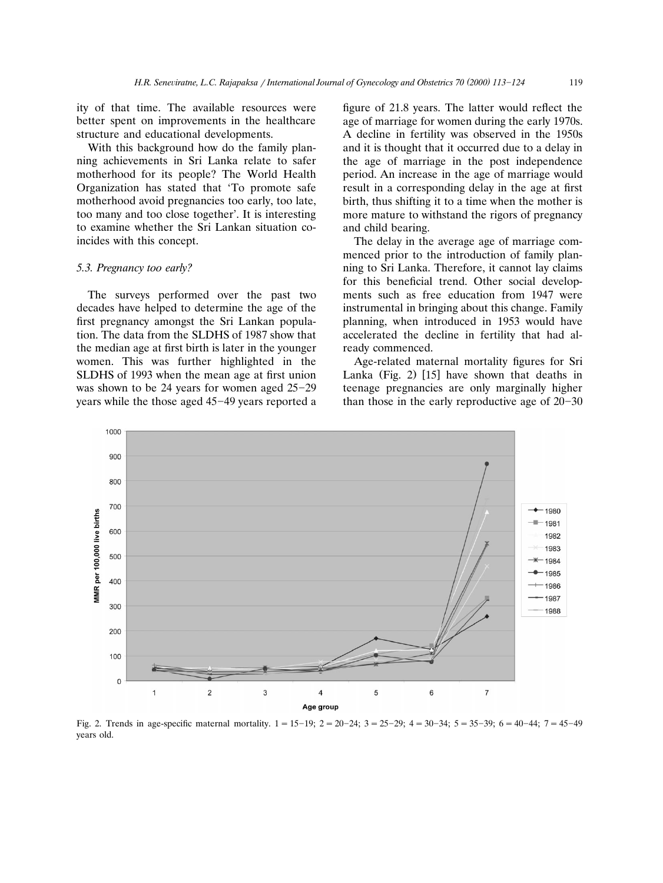ity of that time. The available resources were better spent on improvements in the healthcare structure and educational developments.

With this background how do the family planning achievements in Sri Lanka relate to safer motherhood for its people? The World Health Organization has stated that 'To promote safe motherhood avoid pregnancies too early, too late, too many and too close together'. It is interesting to examine whether the Sri Lankan situation coincides with this concept.

### *5.3. Pregnancy too early?*

The surveys performed over the past two decades have helped to determine the age of the first pregnancy amongst the Sri Lankan population. The data from the SLDHS of 1987 show that the median age at first birth is later in the younger women. This was further highlighted in the SLDHS of 1993 when the mean age at first union was shown to be 24 years for women aged 25–29 years while the those aged 45–49 years reported a figure of 21.8 years. The latter would reflect the age of marriage for women during the early 1970s. A decline in fertility was observed in the 1950s and it is thought that it occurred due to a delay in the age of marriage in the post independence period. An increase in the age of marriage would result in a corresponding delay in the age at first birth, thus shifting it to a time when the mother is more mature to withstand the rigors of pregnancy and child bearing.

The delay in the average age of marriage commenced prior to the introduction of family planning to Sri Lanka. Therefore, it cannot lay claims for this beneficial trend. Other social developments such as free education from 1947 were instrumental in bringing about this change. Family planning, when introduced in 1953 would have accelerated the decline in fertility that had already commenced.

Age-related maternal mortality figures for Sri Lanka (Fig. 2) [15] have shown that deaths in teenage pregnancies are only marginally higher than those in the early reproductive age of 20–30

Fig. 2. Trends in age-specific maternal mortality. 1 = 15–19; 2 = 20–24; 3 = 25–29; 4 = 30–34; 5 = 35–39; 6 = 40–44; 7 = 45–49 years old.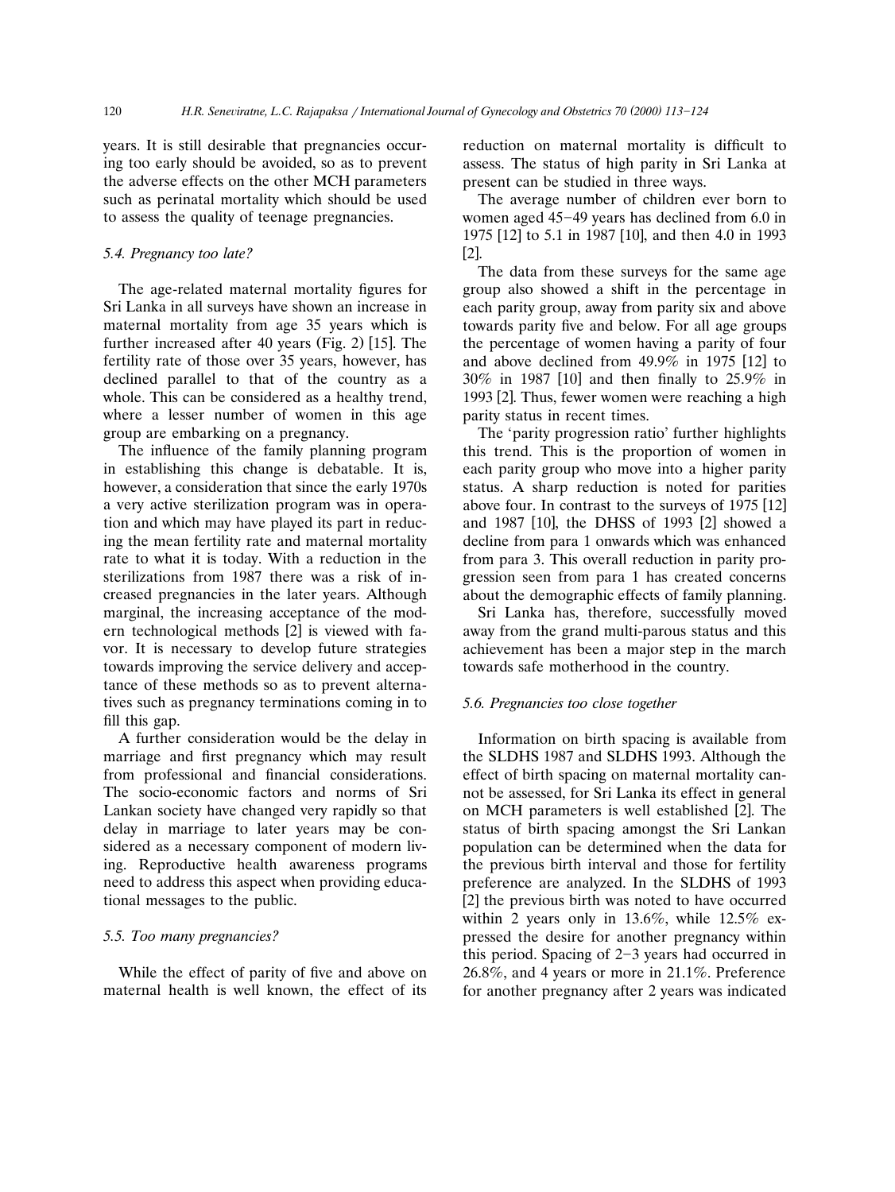years. It is still desirable that pregnancies occuring too early should be avoided, so as to prevent the adverse effects on the other MCH parameters such as perinatal mortality which should be used to assess the quality of teenage pregnancies.

### 5.4. Pregnancy too late?

The age-related maternal mortality figures for Sri Lanka in all surveys have shown an increase in maternal mortality from age 35 years which is further increased after 40 years (Fig. 2) [15]. The fertility rate of those over 35 years, however, has declined parallel to that of the country as a whole. This can be considered as a healthy trend, where a lesser number of women in this age group are embarking on a pregnancy.

The influence of the family planning program in establishing this change is debatable. It is, however, a consideration that since the early 1970s a very active sterilization program was in operation and which may have played its part in reducing the mean fertility rate and maternal mortality rate to what it is today. With a reduction in the sterilizations from 1987 there was a risk of increased pregnancies in the later years. Although marginal, the increasing acceptance of the modern technological methods [2] is viewed with favor. It is necessary to develop future strategies towards improving the service delivery and acceptance of these methods so as to prevent alternatives such as pregnancy terminations coming in to fill this gap.

A further consideration would be the delay in marriage and first pregnancy which may result from professional and financial considerations. The socio-economic factors and norms of Sri Lankan society have changed very rapidly so that delay in marriage to later years may be considered as a necessary component of modern living. Reproductive health awareness programs need to address this aspect when providing educational messages to the public.

### 5.5. Too many pregnancies?

While the effect of parity of five and above on maternal health is well known, the effect of its reduction on maternal mortality is difficult to assess. The status of high parity in Sri Lanka at present can be studied in three ways.

The average number of children ever born to women aged 45–49 years has declined from 6.0 in 1975 [12] to 5.1 in 1987 [10], and then 4.0 in 1993 [2].

The data from these surveys for the same age group also showed a shift in the percentage in each parity group, away from parity six and above towards parity five and below. For all age groups the percentage of women having a parity of four and above declined from 49.9% in 1975 [12] to 30% in 1987 [10] and then finally to 25.9% in 1993 [2]. Thus, fewer women were reaching a high parity status in recent times.

The 'parity progression ratio' further highlights this trend. This is the proportion of women in each parity group who move into a higher parity status. A sharp reduction is noted for parities above four. In contrast to the surveys of 1975 [12] and 1987 [10], the DHSS of 1993 [2] showed a decline from para 1 onwards which was enhanced from para 3. This overall reduction in parity progression seen from para 1 has created concerns about the demographic effects of family planning.

Sri Lanka has, therefore, successfully moved away from the grand multi-parous status and this achievement has been a major step in the march towards safe motherhood in the country.

### 5.6. Pregnancies too close together

Information on birth spacing is available from the SLDHS 1987 and SLDHS 1993. Although the effect of birth spacing on maternal mortality cannot be assessed, for Sri Lanka its effect in general on MCH parameters is well established [2]. The status of birth spacing amongst the Sri Lankan population can be determined when the data for the previous birth interval and those for fertility preference are analyzed. In the SLDHS of 1993 [2] the previous birth was noted to have occurred within 2 years only in 13.6%, while 12.5% expressed the desire for another pregnancy within this period. Spacing of 2–3 years had occurred in 26.8%, and 4 years or more in 21.1%. Preference for another pregnancy after 2 years was indicated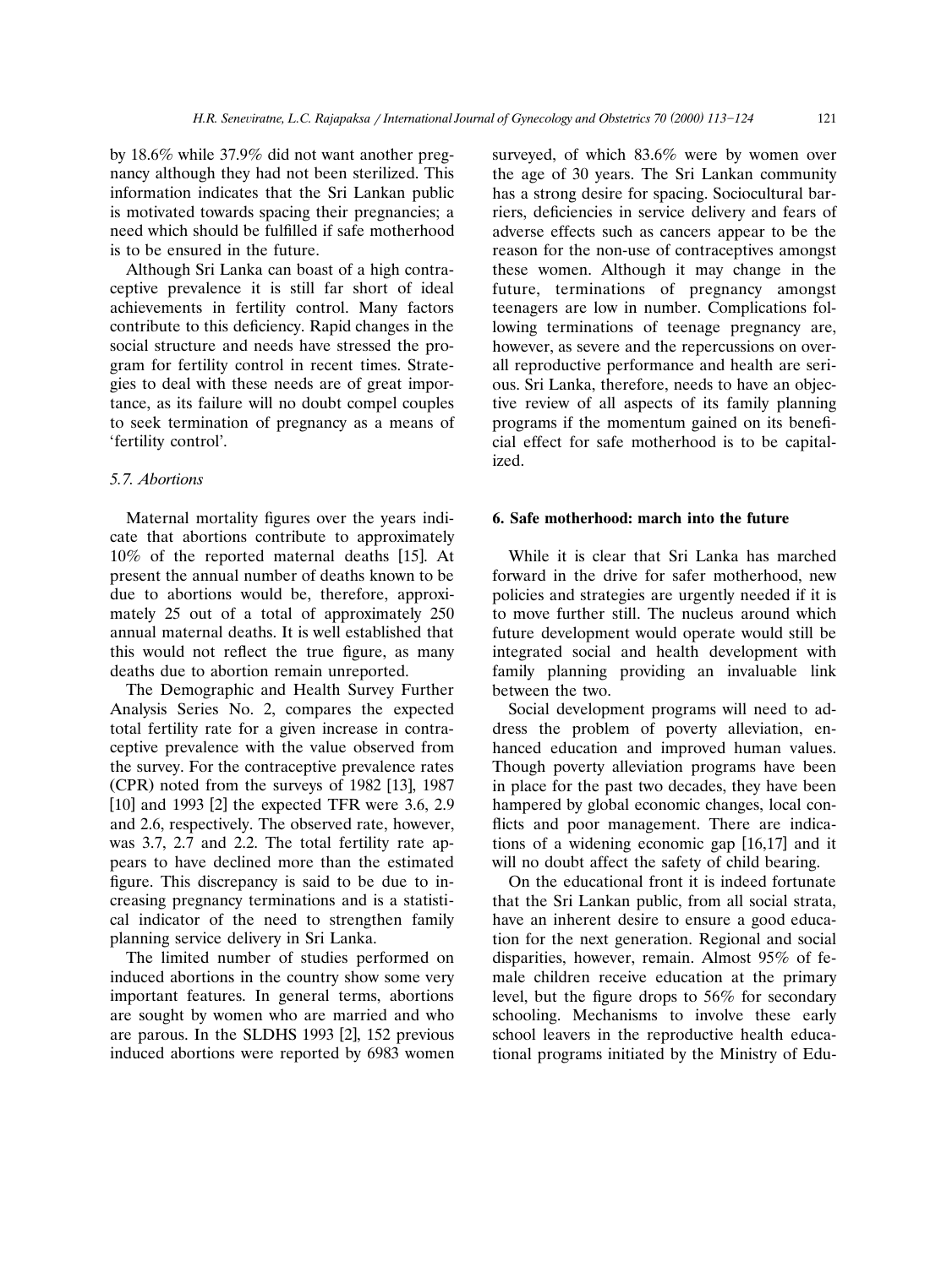by 18.6% while 37.9% did not want another pregnancy although they had not been sterilized. This information indicates that the Sri Lankan public is motivated towards spacing their pregnancies; a need which should be fulfilled if safe motherhood is to be ensured in the future.

Although Sri Lanka can boast of a high contraceptive prevalence it is still far short of ideal achievements in fertility control. Many factors contribute to this deficiency. Rapid changes in the social structure and needs have stressed the program for fertility control in recent times. Strategies to deal with these needs are of great importance, as its failure will no doubt compel couples to seek termination of pregnancy as a means of 'fertility control'.

### 5.7. Abortions

Maternal mortality figures over the years indicate that abortions contribute to approximately 10% of the reported maternal deaths [15]. At present the annual number of deaths known to be due to abortions would be, therefore, approximately 25 out of a total of approximately 250 annual maternal deaths. It is well established that this would not reflect the true figure, as many deaths due to abortion remain unreported.

The Demographic and Health Survey Further Analysis Series No. 2, compares the expected total fertility rate for a given increase in contraceptive prevalence with the value observed from the survey. For the contraceptive prevalence rates (CPR) noted from the surveys of 1982 [13], 1987 [10] and 1993 [2] the expected TFR were 3.6, 2.9 and 2.6, respectively. The observed rate, however, was 3.7, 2.7 and 2.2. The total fertility rate appears to have declined more than the estimated figure. This discrepancy is said to be due to increasing pregnancy terminations and is a statistical indicator of the need to strengthen family planning service delivery in Sri Lanka.

The limited number of studies performed on induced abortions in the country show some very important features. In general terms, abortions are sought by women who are married and who are parous. In the SLDHS 1993 [2], 152 previous induced abortions were reported by 6983 women surveyed, of which 83.6% were by women over the age of 30 years. The Sri Lankan community has a strong desire for spacing. Sociocultural barriers, deficiencies in service delivery and fears of adverse effects such as cancers appear to be the reason for the non-use of contraceptives amongst these women. Although it may change in the future, terminations of pregnancy amongst teenagers are low in number. Complications following terminations of teenage pregnancy are, however, as severe and the repercussions on overall reproductive performance and health are serious. Sri Lanka, therefore, needs to have an objective review of all aspects of its family planning programs if the momentum gained on its beneficial effect for safe motherhood is to be capitalized.

## 6. Safe motherhood: march into the future

While it is clear that Sri Lanka has marched forward in the drive for safer motherhood, new policies and strategies are urgently needed if it is to move further still. The nucleus around which future development would operate would still be integrated social and health development with family planning providing an invaluable link between the two.

Social development programs will need to address the problem of poverty alleviation, enhanced education and improved human values. Though poverty alleviation programs have been in place for the past two decades, they have been hampered by global economic changes, local conflicts and poor management. There are indications of a widening economic gap [16,17] and it will no doubt affect the safety of child bearing.

On the educational front it is indeed fortunate that the Sri Lankan public, from all social strata, have an inherent desire to ensure a good education for the next generation. Regional and social disparities, however, remain. Almost 95% of female children receive education at the primary level, but the figure drops to 56% for secondary schooling. Mechanisms to involve these early school leavers in the reproductive health educational programs initiated by the Ministry of Edu-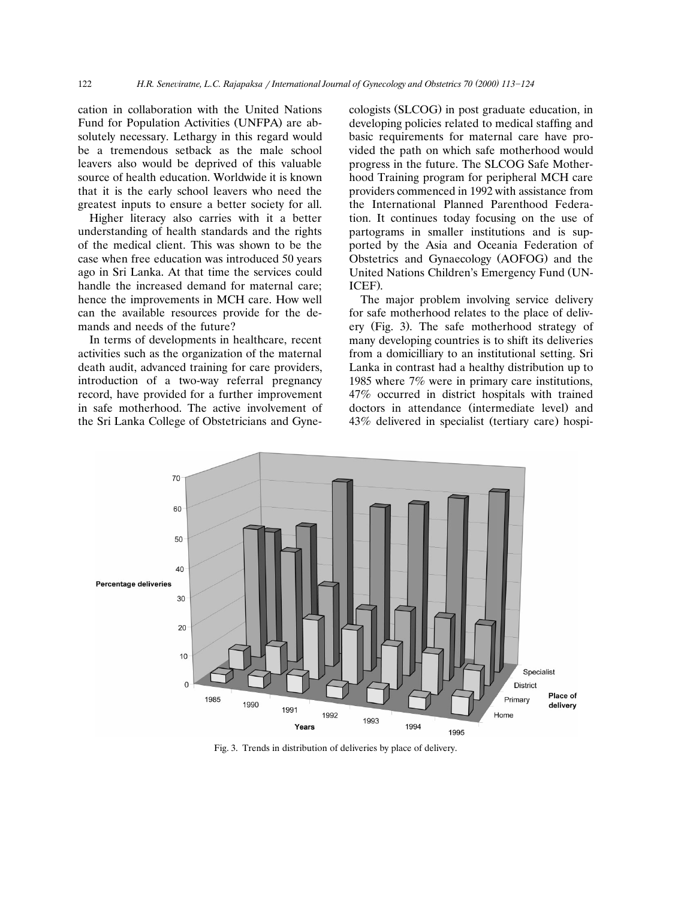cation in collaboration with the United Nations Fund for Population Activities (UNFPA) are absolutely necessary. Lethargy in this regard would be a tremendous setback as the male school leavers also would be deprived of this valuable source of health education. Worldwide it is known that it is the early school leavers who need the greatest inputs to ensure a better society for all.

Higher literacy also carries with it a better understanding of health standards and the rights of the medical client. This was shown to be the case when free education was introduced 50 years ago in Sri Lanka. At that time the services could handle the increased demand for maternal care; hence the improvements in MCH care. How well can the available resources provide for the demands and needs of the future?

In terms of developments in healthcare, recent activities such as the organization of the maternal death audit, advanced training for care providers, introduction of a two-way referral pregnancy record, have provided for a further improvement in safe motherhood. The active involvement of the Sri Lanka College of Obstetricians and Gynecologists (SLCOG) in post graduate education, in developing policies related to medical staffing and basic requirements for maternal care have provided the path on which safe motherhood would progress in the future. The SLCOG Safe Motherhood Training program for peripheral MCH care providers commenced in 1992 with assistance from the International Planned Parenthood Federation. It continues today focusing on the use of partograms in smaller institutions and is supported by the Asia and Oceania Federation of Obstetrics and Gynaecology (AOFOG) and the United Nations Children's Emergency Fund (UNICEF).

The major problem involving service delivery for safe motherhood relates to the place of delivery (Fig. 3). The safe motherhood strategy of many developing countries is to shift its deliveries from a domicilliary to an institutional setting. Sri Lanka in contrast had a healthy distribution up to 1985 where 7% were in primary care institutions, 47% occurred in district hospitals with trained doctors in attendance (intermediate level) and 43% delivered in specialist (tertiary care) hospi-

Fig. 3. Trends in distribution of deliveries by place of delivery.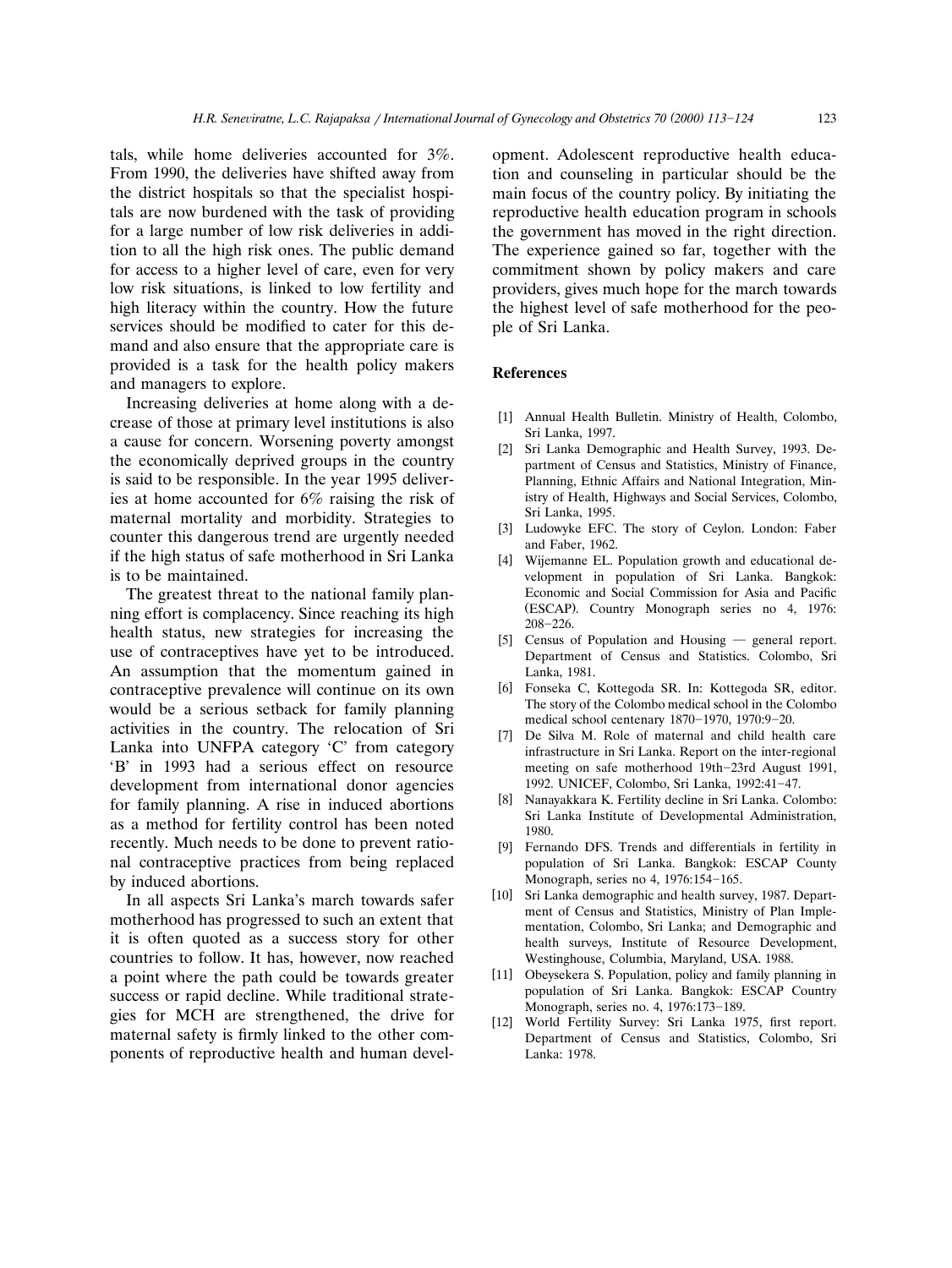tals, while home deliveries accounted for 3%. From 1990, the deliveries have shifted away from the district hospitals so that the specialist hospitals are now burdened with the task of providing for a large number of low risk deliveries in addition to all the high risk ones. The public demand for access to a higher level of care, even for very low risk situations, is linked to low fertility and high literacy within the country. How the future services should be modified to cater for this demand and also ensure that the appropriate care is provided is a task for the health policy makers and managers to explore.

Increasing deliveries at home along with a decrease of those at primary level institutions is also a cause for concern. Worsening poverty amongst the economically deprived groups in the country is said to be responsible. In the year 1995 deliveries at home accounted for 6% raising the risk of maternal mortality and morbidity. Strategies to counter this dangerous trend are urgently needed if the high status of safe motherhood in Sri Lanka is to be maintained.

The greatest threat to the national family planning effort is complacency. Since reaching its high health status, new strategies for increasing the use of contraceptives have yet to be introduced. An assumption that the momentum gained in contraceptive prevalence will continue on its own would be a serious setback for family planning activities in the country. The relocation of Sri Lanka into UNFPA category 'C' from category 'B' in 1993 had a serious effect on resource development from international donor agencies for family planning. A rise in induced abortions as a method for fertility control has been noted recently. Much needs to be done to prevent rational contraceptive practices from being replaced by induced abortions.

In all aspects Sri Lanka's march towards safer motherhood has progressed to such an extent that it is often quoted as a success story for other countries to follow. It has, however, now reached a point where the path could be towards greater success or rapid decline. While traditional strategies for MCH are strengthened, the drive for maternal safety is firmly linked to the other components of reproductive health and human development. Adolescent reproductive health education and counseling in particular should be the main focus of the country policy. By initiating the reproductive health education program in schools the government has moved in the right direction. The experience gained so far, together with the commitment shown by policy makers and care providers, gives much hope for the march towards the highest level of safe motherhood for the people of Sri Lanka.

## References

[1] Annual Health Bulletin. Ministry of Health, Colombo, Sri Lanka, 1997.

[2] Sri Lanka Demographic and Health Survey, 1993. Department of Census and Statistics, Ministry of Finance, Planning, Ethnic Affairs and National Integration, Ministry of Health, Highways and Social Services, Colombo, Sri Lanka, 1995.

[3] Ludowyke EFC. The story of Ceylon. London: Faber and Faber, 1962.

[4] Wijemanne EL. Population growth and educational development in population of Sri Lanka. Bangkok: Economic and Social Commission for Asia and Pacific (ESCAP). Country Monograph series no 4, 1976: 208–226.

[5] Census of Population and Housing — general report. Department of Census and Statistics. Colombo, Sri Lanka, 1981.

[6] Fonseka C, Kottegoda SR. In: Kottegoda SR, editor. The story of the Colombo medical school in the Colombo medical school centenary 1870–1970, 1970:9–20.

[7] De Silva M. Role of maternal and child health care infrastructure in Sri Lanka. Report on the inter-regional meeting on safe motherhood 19th–23rd August 1991, 1992. UNICEF, Colombo, Sri Lanka, 1992:41–47.

[8] Nanayakkara K. Fertility decline in Sri Lanka. Colombo: Sri Lanka Institute of Developmental Administration, 1980.

[9] Fernando DFS. Trends and differentials in fertility in population of Sri Lanka. Bangkok: ESCAP County Monograph, series no 4, 1976:154–165.

[10] Sri Lanka demographic and health survey, 1987. Department of Census and Statistics, Ministry of Plan Implementation, Colombo, Sri Lanka; and Demographic and health surveys, Institute of Resource Development, Westinghouse, Columbia, Maryland, USA. 1988.

[11] Obeysekera S. Population, policy and family planning in population of Sri Lanka. Bangkok: ESCAP Country Monograph, series no. 4, 1976:173–189.

[12] World Fertility Survey: Sri Lanka 1975, first report. Department of Census and Statistics, Colombo, Sri Lanka: 1978.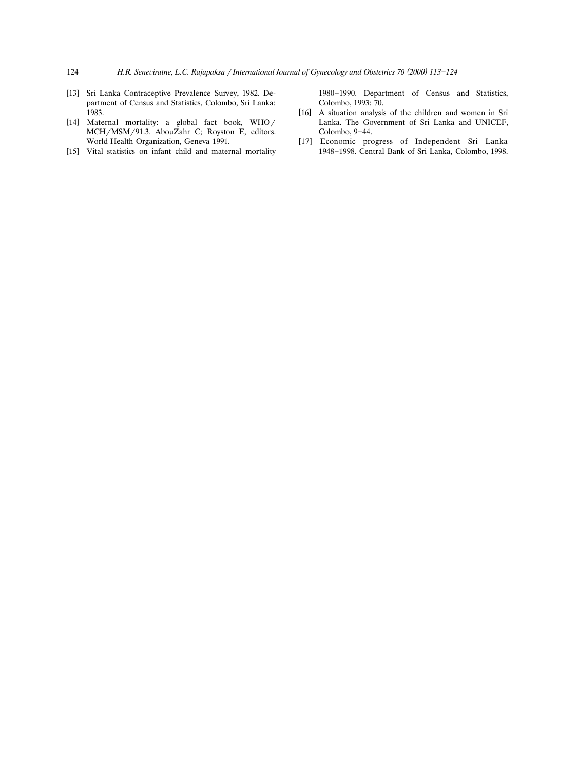[13] Sri Lanka Contraceptive Prevalence Survey, 1982. Department of Census and Statistics, Colombo, Sri Lanka: 1983.

[14] Maternal mortality: a global fact book, WHO/MCH/MSM/91.3. AbouZahr C; Royston E, editors. World Health Organization, Geneva 1991.

[15] Vital statistics on infant child and maternal mortality 1980–1990. Department of Census and Statistics, Colombo, 1993: 70.

[16] A situation analysis of the children and women in Sri Lanka. The Government of Sri Lanka and UNICEF, Colombo, 9–44.

[17] Economic progress of Independent Sri Lanka 1948–1998. Central Bank of Sri Lanka, Colombo, 1998.